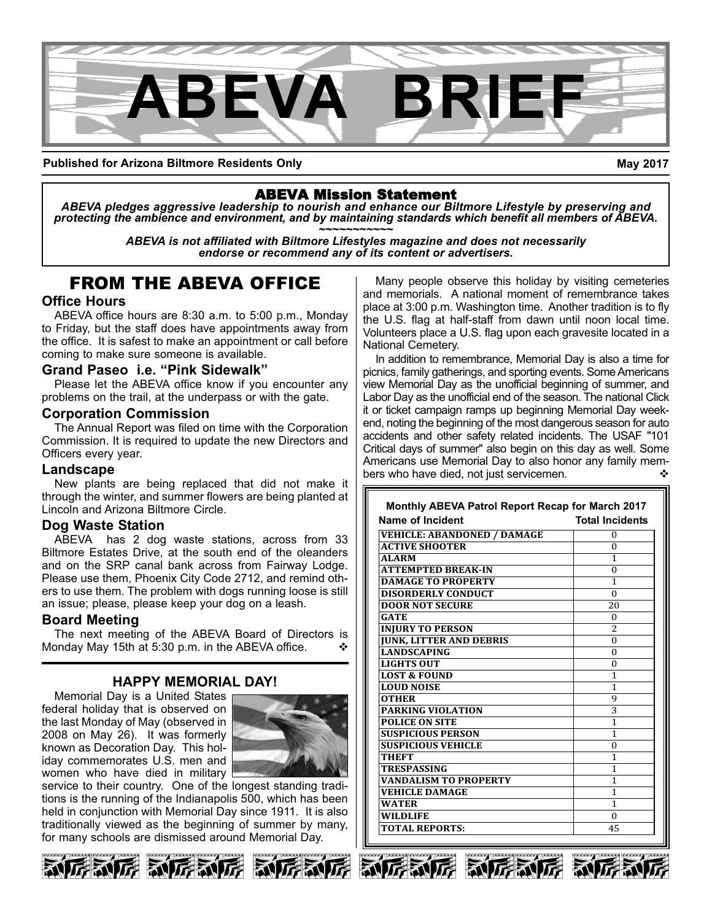# ABEVA BRIEF

**Published for Arizona Biltmore Residents Only** **May 2017**

## ABEVA Mission Statement

***ABEVA pledges aggressive leadership to nourish and enhance our Biltmore Lifestyle by preserving and protecting the ambience and environment, and by maintaining standards which benefit all members of ABEVA.***

~~~~~~~~~~~~

***ABEVA is not affiliated with Biltmore Lifestyles magazine and does not necessarily endorse or recommend any of its content or advertisers.***

## FROM THE ABEVA OFFICE

### Office Hours

ABEVA office hours are 8:30 a.m. to 5:00 p.m., Monday to Friday, but the staff does have appointments away from the office. It is safest to make an appointment or call before coming to make sure someone is available.

### Grand Paseo i.e. "Pink Sidewalk"

Please let the ABEVA office know if you encounter any problems on the trail, at the underpass or with the gate.

### Corporation Commission

The Annual Report was filed on time with the Corporation Commission. It is required to update the new Directors and Officers every year.

### Landscape

New plants are being replaced that did not make it through the winter, and summer flowers are being planted at Lincoln and Arizona Biltmore Circle.

### Dog Waste Station

ABEVA has 2 dog waste stations, across from 33 Biltmore Estates Drive, at the south end of the oleanders and on the SRP canal bank across from Fairway Lodge. Please use them, Phoenix City Code 2712, and remind others to use them. The problem with dogs running loose is still an issue; please, please keep your dog on a leash.

### Board Meeting

The next meeting of the ABEVA Board of Directors is Monday May 15th at 5:30 p.m. in the ABEVA office. ❖

## HAPPY MEMORIAL DAY!

Memorial Day is a United States federal holiday that is observed on the last Monday of May (observed in 2008 on May 26). It was formerly known as Decoration Day. This holiday commemorates U.S. men and women who have died in military service to their country. One of the longest standing traditions is the running of the Indianapolis 500, which has been held in conjunction with Memorial Day since 1911. It is also traditionally viewed as the beginning of summer by many, for many schools are dismissed around Memorial Day.

Many people observe this holiday by visiting cemeteries and memorials. A national moment of remembrance takes place at 3:00 p.m. Washington time. Another tradition is to fly the U.S. flag at half-staff from dawn until noon local time. Volunteers place a U.S. flag upon each gravesite located in a National Cemetery.

In addition to remembrance, Memorial Day is also a time for picnics, family gatherings, and sporting events. Some Americans view Memorial Day as the unofficial beginning of summer, and Labor Day as the unofficial end of the season. The national Click it or ticket campaign ramps up beginning Memorial Day weekend, noting the beginning of the most dangerous season for auto accidents and other safety related incidents. The USAF "101 Critical days of summer" also begin on this day as well. Some Americans use Memorial Day to also honor any family members who have died, not just servicemen. ❖

**Monthly ABEVA Patrol Report Recap for March 2017**

| Name of Incident | Total Incidents |
|---|---|
| VEHICLE: ABANDONED / DAMAGE | 0 |
| ACTIVE SHOOTER | 0 |
| ALARM | 1 |
| ATTEMPTED BREAK-IN | 0 |
| DAMAGE TO PROPERTY | 1 |
| DISORDERLY CONDUCT | 0 |
| DOOR NOT SECURE | 20 |
| GATE | 0 |
| INJURY TO PERSON | 2 |
| JUNK, LITTER AND DEBRIS | 0 |
| LANDSCAPING | 0 |
| LIGHTS OUT | 0 |
| LOST & FOUND | 1 |
| LOUD NOISE | 1 |
| OTHER | 9 |
| PARKING VIOLATION | 3 |
| POLICE ON SITE | 1 |
| SUSPICIOUS PERSON | 1 |
| SUSPICIOUS VEHICLE | 0 |
| THEFT | 1 |
| TRESPASSING | 1 |
| VANDALISM TO PROPERTY | 1 |
| VEHICLE DAMAGE | 1 |
| WATER | 1 |
| WILDLIFE | 0 |
| TOTAL REPORTS: | 45 |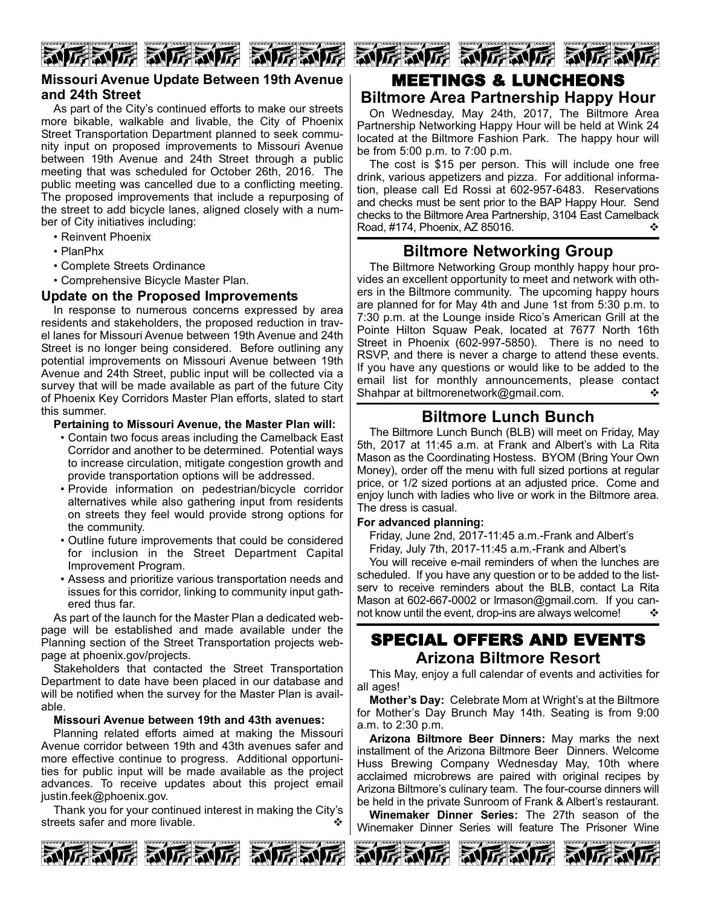## Missouri Avenue Update Between 19th Avenue and 24th Street

As part of the City's continued efforts to make our streets more bikable, walkable and livable, the City of Phoenix Street Transportation Department planned to seek community input on proposed improvements to Missouri Avenue between 19th Avenue and 24th Street through a public meeting that was scheduled for October 26th, 2016. The public meeting was cancelled due to a conflicting meeting. The proposed improvements that include a repurposing of the street to add bicycle lanes, aligned closely with a number of City initiatives including:

- Reinvent Phoenix
- PlanPhx
- Complete Streets Ordinance
- Comprehensive Bicycle Master Plan.

### Update on the Proposed Improvements

In response to numerous concerns expressed by area residents and stakeholders, the proposed reduction in travel lanes for Missouri Avenue between 19th Avenue and 24th Street is no longer being considered. Before outlining any potential improvements on Missouri Avenue between 19th Avenue and 24th Street, public input will be collected via a survey that will be made available as part of the future City of Phoenix Key Corridors Master Plan efforts, slated to start this summer.

**Pertaining to Missouri Avenue, the Master Plan will:**

- Contain two focus areas including the Camelback East Corridor and another to be determined. Potential ways to increase circulation, mitigate congestion growth and provide transportation options will be addressed.
- Provide information on pedestrian/bicycle corridor alternatives while also gathering input from residents on streets they feel would provide strong options for the community.
- Outline future improvements that could be considered for inclusion in the Street Department Capital Improvement Program.
- Assess and prioritize various transportation needs and issues for this corridor, linking to community input gathered thus far.

As part of the launch for the Master Plan a dedicated webpage will be established and made available under the Planning section of the Street Transportation projects webpage at phoenix.gov/projects.

Stakeholders that contacted the Street Transportation Department to date have been placed in our database and will be notified when the survey for the Master Plan is available.

**Missouri Avenue between 19th and 43th avenues:**

Planning related efforts aimed at making the Missouri Avenue corridor between 19th and 43th avenues safer and more effective continue to progress. Additional opportunities for public input will be made available as the project advances. To receive updates about this project email justin.feek@phoenix.gov.

Thank you for your continued interest in making the City's streets safer and more livable. ❖

# MEETINGS & LUNCHEONS

## Biltmore Area Partnership Happy Hour

On Wednesday, May 24th, 2017, The Biltmore Area Partnership Networking Happy Hour will be held at Wink 24 located at the Biltmore Fashion Park. The happy hour will be from 5:00 p.m. to 7:00 p.m.

The cost is $15 per person. This will include one free drink, various appetizers and pizza. For additional information, please call Ed Rossi at 602-957-6483. Reservations and checks must be sent prior to the BAP Happy Hour. Send checks to the Biltmore Area Partnership, 3104 East Camelback Road, #174, Phoenix, AZ 85016. ❖

## Biltmore Networking Group

The Biltmore Networking Group monthly happy hour provides an excellent opportunity to meet and network with others in the Biltmore community. The upcoming happy hours are planned for for May 4th and June 1st from 5:30 p.m. to 7:30 p.m. at the Lounge inside Rico's American Grill at the Pointe Hilton Squaw Peak, located at 7677 North 16th Street in Phoenix (602-997-5850). There is no need to RSVP, and there is never a charge to attend these events. If you have any questions or would like to be added to the email list for monthly announcements, please contact Shahpar at biltmorenetwork@gmail.com. ❖

## Biltmore Lunch Bunch

The Biltmore Lunch Bunch (BLB) will meet on Friday, May 5th, 2017 at 11:45 a.m. at Frank and Albert's with La Rita Mason as the Coordinating Hostess. BYOM (Bring Your Own Money), order off the menu with full sized portions at regular price, or 1/2 sized portions at an adjusted price. Come and enjoy lunch with ladies who live or work in the Biltmore area. The dress is casual.

**For advanced planning:**

Friday, June 2nd, 2017-11:45 a.m.-Frank and Albert's
Friday, July 7th, 2017-11:45 a.m.-Frank and Albert's

You will receive e-mail reminders of when the lunches are scheduled. If you have any question or to be added to the listserv to receive reminders about the BLB, contact La Rita Mason at 602-667-0002 or lrmason@gmail.com. If you cannot know until the event, drop-ins are always welcome! ❖

# SPECIAL OFFERS AND EVENTS

## Arizona Biltmore Resort

This May, enjoy a full calendar of events and activities for all ages!

**Mother's Day:** Celebrate Mom at Wright's at the Biltmore for Mother's Day Brunch May 14th. Seating is from 9:00 a.m. to 2:30 p.m.

**Arizona Biltmore Beer Dinners:** May marks the next installment of the Arizona Biltmore Beer Dinners. Welcome Huss Brewing Company Wednesday May, 10th where acclaimed microbrews are paired with original recipes by Arizona Biltmore's culinary team. The four-course dinners will be held in the private Sunroom of Frank & Albert's restaurant.

**Winemaker Dinner Series:** The 27th season of the Winemaker Dinner Series will feature The Prisoner Wine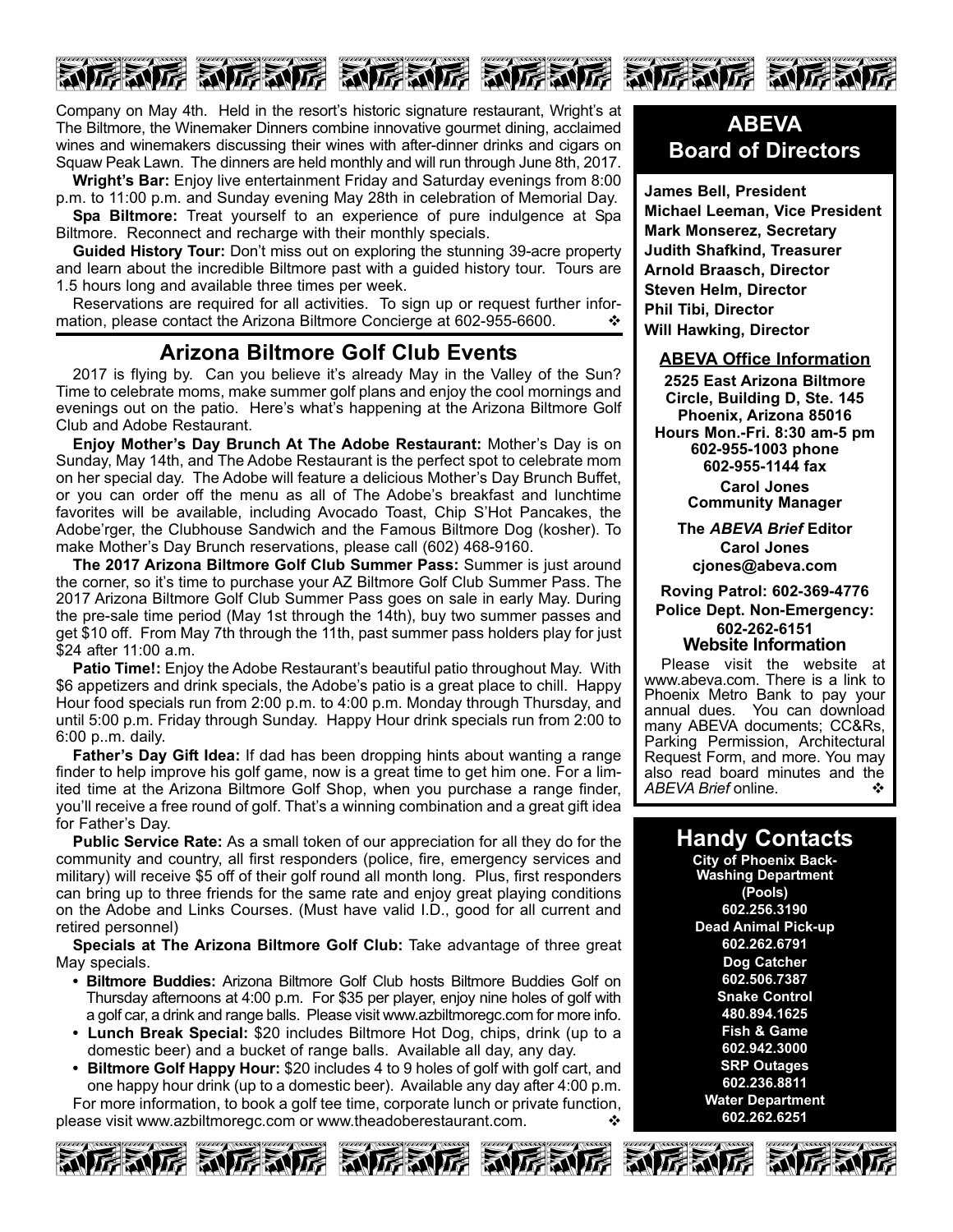Company on May 4th. Held in the resort's historic signature restaurant, Wright's at The Biltmore, the Winemaker Dinners combine innovative gourmet dining, acclaimed wines and winemakers discussing their wines with after-dinner drinks and cigars on Squaw Peak Lawn. The dinners are held monthly and will run through June 8th, 2017.

**Wright's Bar:** Enjoy live entertainment Friday and Saturday evenings from 8:00 p.m. to 11:00 p.m. and Sunday evening May 28th in celebration of Memorial Day.

**Spa Biltmore:** Treat yourself to an experience of pure indulgence at Spa Biltmore. Reconnect and recharge with their monthly specials.

**Guided History Tour:** Don't miss out on exploring the stunning 39-acre property and learn about the incredible Biltmore past with a guided history tour. Tours are 1.5 hours long and available three times per week.

Reservations are required for all activities. To sign up or request further information, please contact the Arizona Biltmore Concierge at 602-955-6600. ❖

## Arizona Biltmore Golf Club Events

2017 is flying by. Can you believe it's already May in the Valley of the Sun? Time to celebrate moms, make summer golf plans and enjoy the cool mornings and evenings out on the patio. Here's what's happening at the Arizona Biltmore Golf Club and Adobe Restaurant.

**Enjoy Mother's Day Brunch At The Adobe Restaurant:** Mother's Day is on Sunday, May 14th, and The Adobe Restaurant is the perfect spot to celebrate mom on her special day. The Adobe will feature a delicious Mother's Day Brunch Buffet, or you can order off the menu as all of The Adobe's breakfast and lunchtime favorites will be available, including Avocado Toast, Chip S'Hot Pancakes, the Adobe'rger, the Clubhouse Sandwich and the Famous Biltmore Dog (kosher). To make Mother's Day Brunch reservations, please call (602) 468-9160.

**The 2017 Arizona Biltmore Golf Club Summer Pass:** Summer is just around the corner, so it's time to purchase your AZ Biltmore Golf Club Summer Pass. The 2017 Arizona Biltmore Golf Club Summer Pass goes on sale in early May. During the pre-sale time period (May 1st through the 14th), buy two summer passes and get $10 off. From May 7th through the 11th, past summer pass holders play for just $24 after 11:00 a.m.

**Patio Time!:** Enjoy the Adobe Restaurant's beautiful patio throughout May. With $6 appetizers and drink specials, the Adobe's patio is a great place to chill. Happy Hour food specials run from 2:00 p.m. to 4:00 p.m. Monday through Thursday, and until 5:00 p.m. Friday through Sunday. Happy Hour drink specials run from 2:00 to 6:00 p..m. daily.

**Father's Day Gift Idea:** If dad has been dropping hints about wanting a range finder to help improve his golf game, now is a great time to get him one. For a limited time at the Arizona Biltmore Golf Shop, when you purchase a range finder, you'll receive a free round of golf. That's a winning combination and a great gift idea for Father's Day.

**Public Service Rate:** As a small token of our appreciation for all they do for the community and country, all first responders (police, fire, emergency services and military) will receive $5 off of their golf round all month long. Plus, first responders can bring up to three friends for the same rate and enjoy great playing conditions on the Adobe and Links Courses. (Must have valid I.D., good for all current and retired personnel)

**Specials at The Arizona Biltmore Golf Club:** Take advantage of three great May specials.

- **Biltmore Buddies:** Arizona Biltmore Golf Club hosts Biltmore Buddies Golf on Thursday afternoons at 4:00 p.m. For $35 per player, enjoy nine holes of golf with a golf car, a drink and range balls. Please visit www.azbiltmoregc.com for more info.
- **Lunch Break Special:** $20 includes Biltmore Hot Dog, chips, drink (up to a domestic beer) and a bucket of range balls. Available all day, any day.
- **Biltmore Golf Happy Hour:** $20 includes 4 to 9 holes of golf with golf cart, and one happy hour drink (up to a domestic beer). Available any day after 4:00 p.m.

For more information, to book a golf tee time, corporate lunch or private function, please visit www.azbiltmoregc.com or www.theadoberestaurant.com. ❖

## ABEVA Board of Directors

**James Bell, President**
**Michael Leeman, Vice President**
**Mark Monserez, Secretary**
**Judith Shafkind, Treasurer**
**Arnold Braasch, Director**
**Steven Helm, Director**
**Phil Tibi, Director**
**Will Hawking, Director**

### ABEVA Office Information

**2525 East Arizona Biltmore Circle, Building D, Ste. 145**
**Phoenix, Arizona 85016**
**Hours Mon.-Fri. 8:30 am-5 pm**
**602-955-1003 phone**
**602-955-1144 fax**

**Carol Jones**
**Community Manager**

**The *ABEVA Brief* Editor**
**Carol Jones**
**cjones@abeva.com**

**Roving Patrol: 602-369-4776**
**Police Dept. Non-Emergency: 602-262-6151**

### Website Information

Please visit the website at www.abeva.com. There is a link to Phoenix Metro Bank to pay your annual dues. You can download many ABEVA documents; CC&Rs, Parking Permission, Architectural Request Form, and more. You may also read board minutes and the *ABEVA Brief* online. ❖

## Handy Contacts

**City of Phoenix Back-Washing Department (Pools)**
**602.256.3190**
**Dead Animal Pick-up**
**602.262.6791**
**Dog Catcher**
**602.506.7387**
**Snake Control**
**480.894.1625**
**Fish & Game**
**602.942.3000**
**SRP Outages**
**602.236.8811**
**Water Department**
**602.262.6251**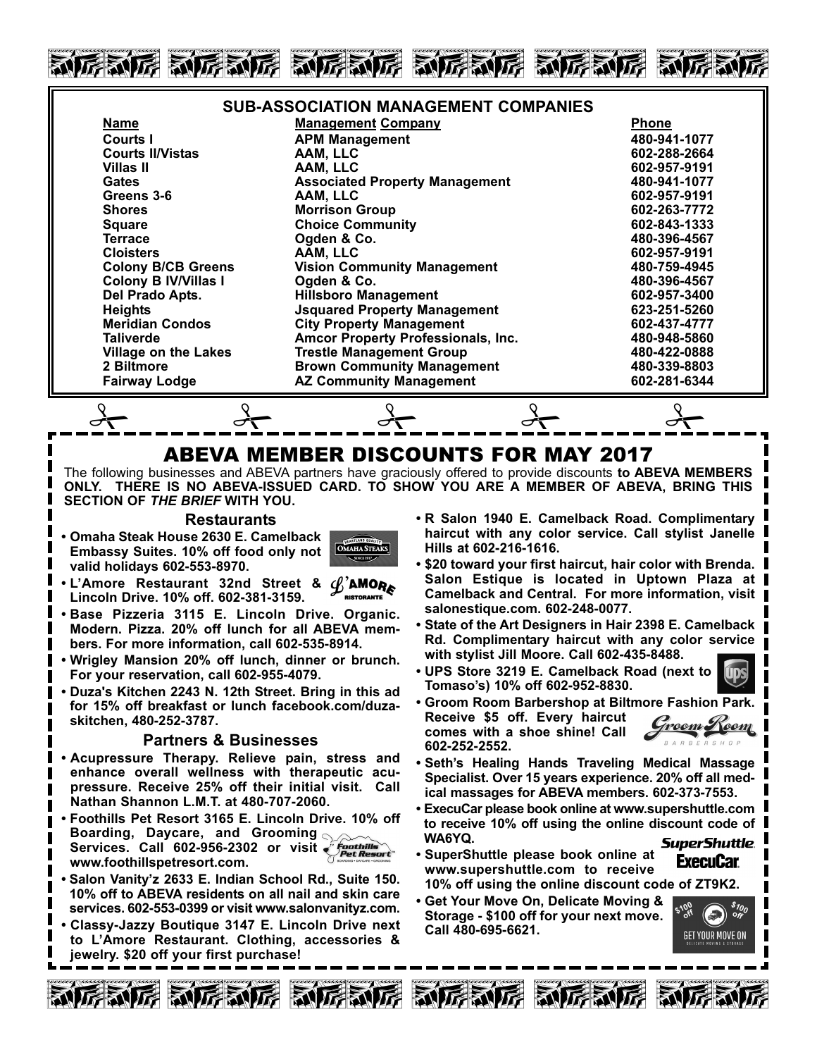## SUB-ASSOCIATION MANAGEMENT COMPANIES

| Name | Management Company | Phone |
|---|---|---|
| Courts I | APM Management | 480-941-1077 |
| Courts II/Vistas | AAM, LLC | 602-288-2664 |
| Villas II | AAM, LLC | 602-957-9191 |
| Gates | Associated Property Management | 480-941-1077 |
| Greens 3-6 | AAM, LLC | 602-957-9191 |
| Shores | Morrison Group | 602-263-7772 |
| Square | Choice Community | 602-843-1333 |
| Terrace | Ogden & Co. | 480-396-4567 |
| Cloisters | AAM, LLC | 602-957-9191 |
| Colony B/CB Greens | Vision Community Management | 480-759-4945 |
| Colony B IV/Villas I | Ogden & Co. | 480-396-4567 |
| Del Prado Apts. | Hillsboro Management | 602-957-3400 |
| Heights | Jsquared Property Management | 623-251-5260 |
| Meridian Condos | City Property Management | 602-437-4777 |
| Taliverde | Amcor Property Professionals, Inc. | 480-948-5860 |
| Village on the Lakes | Trestle Management Group | 480-422-0888 |
| 2 Biltmore | Brown Community Management | 480-339-8803 |
| Fairway Lodge | AZ Community Management | 602-281-6344 |

# ABEVA MEMBER DISCOUNTS FOR MAY 2017

The following businesses and ABEVA partners have graciously offered to provide discounts **to ABEVA MEMBERS ONLY. THERE IS NO ABEVA-ISSUED CARD. TO SHOW YOU ARE A MEMBER OF ABEVA, BRING THIS SECTION OF *THE BRIEF* WITH YOU.**

### Restaurants

- **Omaha Steak House 2630 E. Camelback Embassy Suites. 10% off food only not valid holidays 602-553-8970.**
- **L'Amore Restaurant 32nd Street & Lincoln Drive. 10% off. 602-381-3159.**
- **Base Pizzeria 3115 E. Lincoln Drive. Organic. Modern. Pizza. 20% off lunch for all ABEVA members. For more information, call 602-535-8914.**
- **Wrigley Mansion 20% off lunch, dinner or brunch. For your reservation, call 602-955-4079.**
- **Duza's Kitchen 2243 N. 12th Street. Bring in this ad for 15% off breakfast or lunch facebook.com/duzaskitchen, 480-252-3787.**

### Partners & Businesses

- **Acupressure Therapy. Relieve pain, stress and enhance overall wellness with therapeutic acupressure. Receive 25% off their initial visit. Call Nathan Shannon L.M.T. at 480-707-2060.**
- **Foothills Pet Resort 3165 E. Lincoln Drive. 10% off Boarding, Daycare, and Grooming Services. Call 602-956-2302 or visit www.foothillspetresort.com.**
- **Salon Vanity'z 2633 E. Indian School Rd., Suite 150. 10% off to ABEVA residents on all nail and skin care services. 602-553-0399 or visit www.salonvanityz.com.**
- **Classy-Jazzy Boutique 3147 E. Lincoln Drive next to L'Amore Restaurant. Clothing, accessories & jewelry. $20 off your first purchase!**
- **R Salon 1940 E. Camelback Road. Complimentary haircut with any color service. Call stylist Janelle Hills at 602-216-1616.**
- **$20 toward your first haircut, hair color with Brenda. Salon Estique is located in Uptown Plaza at Camelback and Central. For more information, visit salonestique.com. 602-248-0077.**
- **State of the Art Designers in Hair 2398 E. Camelback Rd. Complimentary haircut with any color service with stylist Jill Moore. Call 602-435-8488.**
- **UPS Store 3219 E. Camelback Road (next to Tomaso's) 10% off 602-952-8830.**
- **Groom Room Barbershop at Biltmore Fashion Park. Receive $5 off. Every haircut comes with a shoe shine! Call 602-252-2552.**
- **Seth's Healing Hands Traveling Medical Massage Specialist. Over 15 years experience. 20% off all medical massages for ABEVA members. 602-373-7553.**
- **ExecuCar please book online at www.supershuttle.com to receive 10% off using the online discount code of WA6YQ.**
- **SuperShuttle please book online at www.supershuttle.com to receive 10% off using the online discount code of ZT9K2.**
- **Get Your Move On, Delicate Moving & Storage - $100 off for your next move. Call 480-695-6621.**